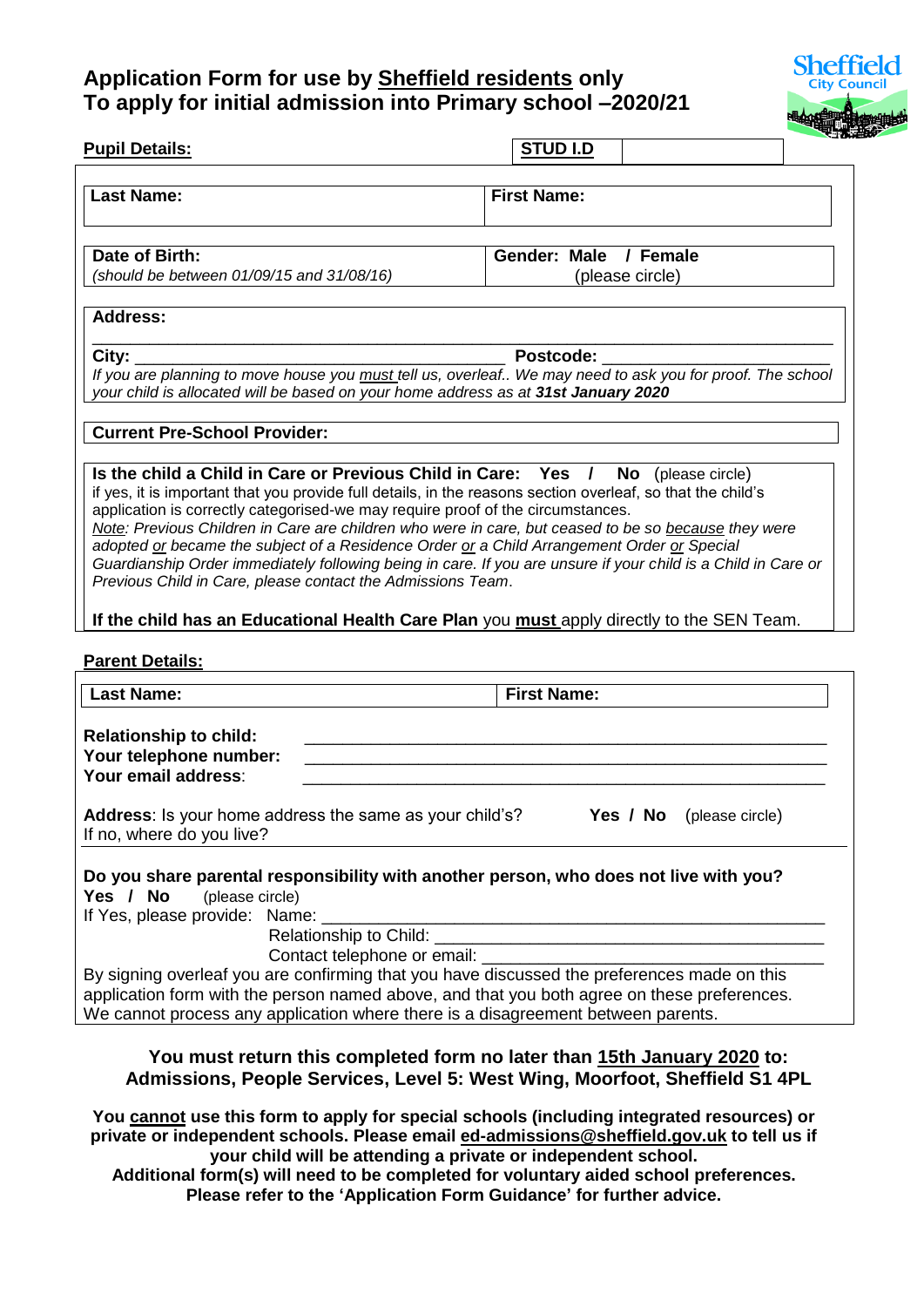# Application Form for use by <u>Sheffield residents</u> only
# To apply for initial admission into Primary school –2020/21

Sheffield City Council

**<u>Pupil Details:</u>**

| **<u>STUD I.D</u>** | |
|---|---|

| **Last Name:** | **First Name:** |
|---|---|
| **Date of Birth:** *(should be between 01/09/15 and 31/08/16)* | **Gender: Male / Female** (please circle) |

**Address:**

_______________________________________________________________

**City:** _______________________________ **Postcode:** ____________________

*If you are planning to move house you <u>must</u> tell us, overleaf.. We may need to ask you for proof. The school your child is allocated will be based on your home address as at **31st January 2020***

**Current Pre-School Provider:**

**Is the child a Child in Care or Previous Child in Care: Yes / No** (please circle)
if yes, it is important that you provide full details, in the reasons section overleaf, so that the child's application is correctly categorised-we may require proof of the circumstances.
*<u>Note</u>: Previous Children in Care are children who were in care, but ceased to be so <u>because</u> they were adopted <u>or</u> became the subject of a Residence Order <u>or</u> a Child Arrangement Order <u>or</u> Special Guardianship Order immediately following being in care. If you are unsure if your child is a Child in Care or Previous Child in Care, please contact the Admissions Team*.

**If the child has an Educational Health Care Plan** you **<u>must</u>** apply directly to the SEN Team.

**<u>Parent Details:</u>**

| **Last Name:** | **First Name:** |
|---|---|

**Relationship to child:** ____________________________________________
**Your telephone number:** ____________________________________________
**Your email address**: ____________________________________________

**Address**: Is your home address the same as your child's? **Yes / No** (please circle)
If no, where do you live?

**Do you share parental responsibility with another person, who does not live with you?**
**Yes / No** (please circle)
If Yes, please provide: Name: ____________________________________________
Relationship to Child: ____________________________________
Contact telephone or email: ________________________________

By signing overleaf you are confirming that you have discussed the preferences made on this application form with the person named above, and that you both agree on these preferences. We cannot process any application where there is a disagreement between parents.

**You must return this completed form no later than <u>15th January 2020</u> to:**
**Admissions, People Services, Level 5: West Wing, Moorfoot, Sheffield S1 4PL**

**You <u>cannot</u> use this form to apply for special schools (including integrated resources) or private or independent schools. Please email <u>ed-admissions@sheffield.gov.uk</u> to tell us if your child will be attending a private or independent school.**
**Additional form(s) will need to be completed for voluntary aided school preferences.**
**Please refer to the 'Application Form Guidance' for further advice.**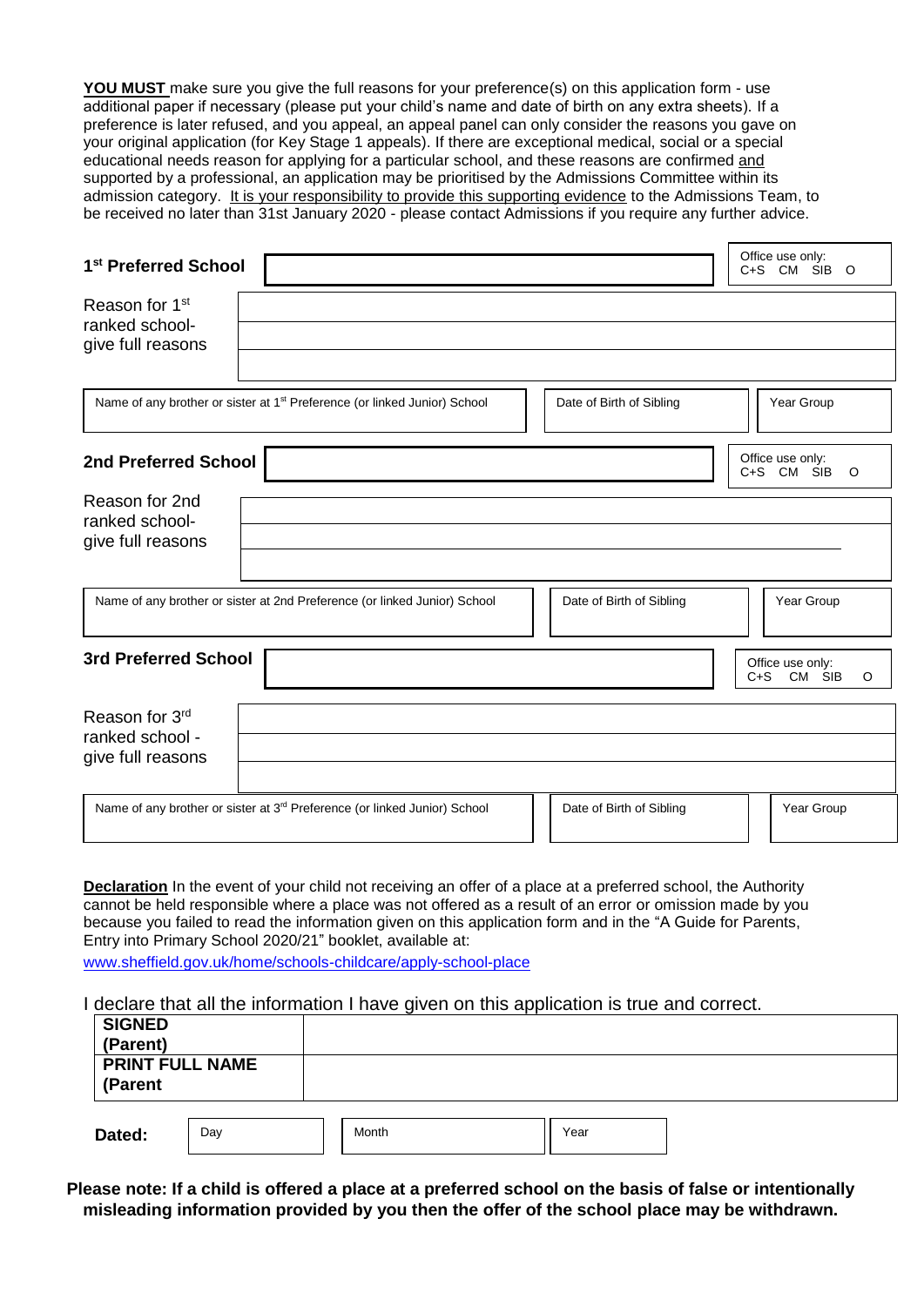**YOU MUST** make sure you give the full reasons for your preference(s) on this application form - use additional paper if necessary (please put your child's name and date of birth on any extra sheets). If a preference is later refused, and you appeal, an appeal panel can only consider the reasons you gave on your original application (for Key Stage 1 appeals). If there are exceptional medical, social or a special educational needs reason for applying for a particular school, and these reasons are confirmed and supported by a professional, an application may be prioritised by the Admissions Committee within its admission category. It is your responsibility to provide this supporting evidence to the Admissions Team, to be received no later than 31st January 2020 - please contact Admissions if you require any further advice.

| **1st Preferred School** | | Office use only: C+S CM SIB O |
|---|---|---|
| Reason for 1st ranked school- give full reasons | | |

| Name of any brother or sister at 1st Preference (or linked Junior) School | Date of Birth of Sibling | Year Group |
|---|---|---|
| | | |

| **2nd Preferred School** | | Office use only: C+S CM SIB O |
|---|---|---|
| Reason for 2nd ranked school- give full reasons | | |

| Name of any brother or sister at 2nd Preference (or linked Junior) School | Date of Birth of Sibling | Year Group |
|---|---|---|
| | | |

| **3rd Preferred School** | | Office use only: C+S CM SIB O |
|---|---|---|
| Reason for 3rd ranked school - give full reasons | | |

| Name of any brother or sister at 3rd Preference (or linked Junior) School | Date of Birth of Sibling | Year Group |
|---|---|---|
| | | |

**Declaration** In the event of your child not receiving an offer of a place at a preferred school, the Authority cannot be held responsible where a place was not offered as a result of an error or omission made by you because you failed to read the information given on this application form and in the "A Guide for Parents, Entry into Primary School 2020/21" booklet, available at:

www.sheffield.gov.uk/home/schools-childcare/apply-school-place

I declare that all the information I have given on this application is true and correct.

| | |
|---|---|
| **SIGNED (Parent)** | |
| **PRINT FULL NAME (Parent** | |

| **Dated:** | Day | Month | Year |
|---|---|---|---|

**Please note: If a child is offered a place at a preferred school on the basis of false or intentionally misleading information provided by you then the offer of the school place may be withdrawn.**